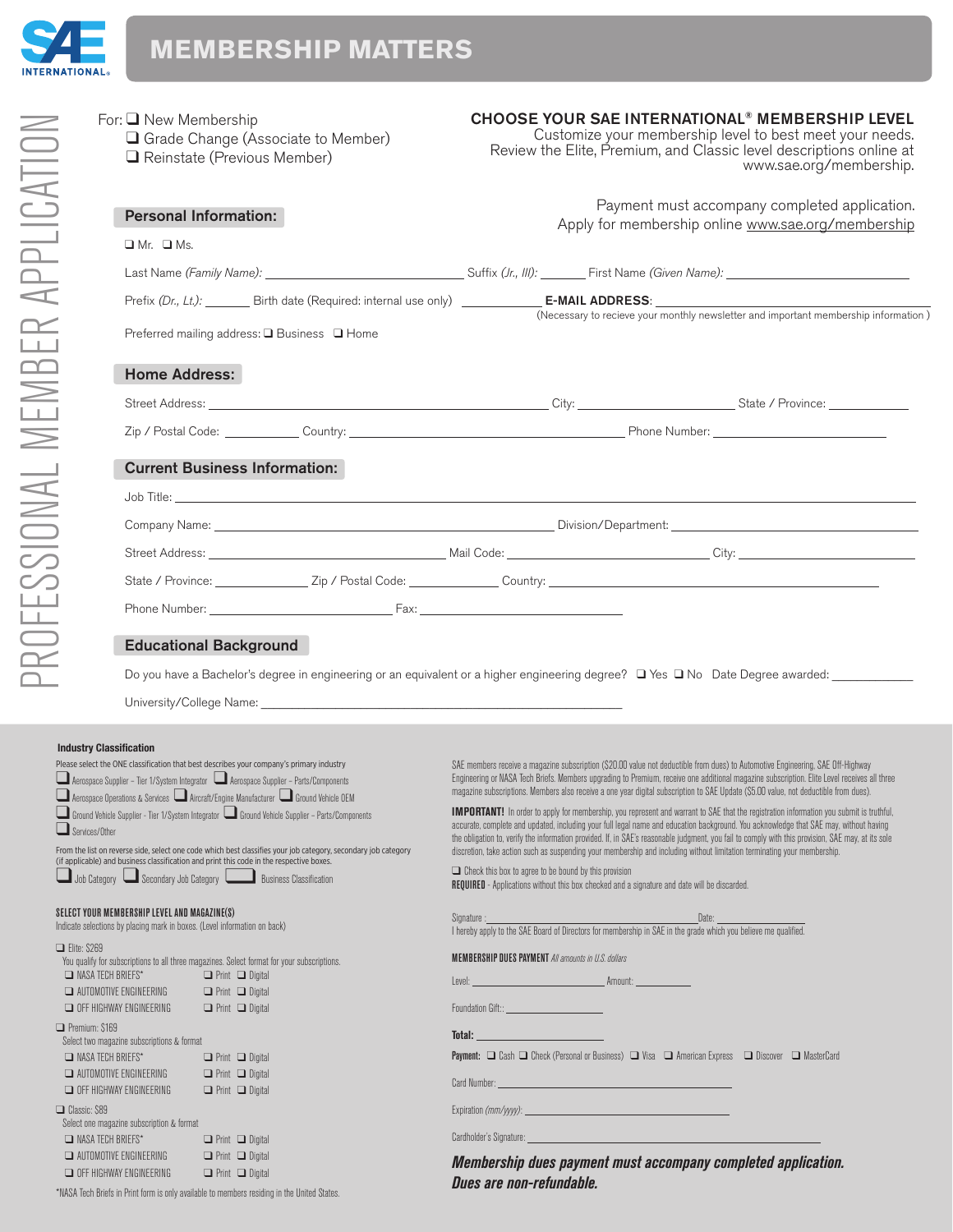# MEMBERSHIP MATTERS

## PROFESSIONAL MEMBER APPLICATION

For: ❑ New Membership
❑ Grade Change (Associate to Member)
❑ Reinstate (Previous Member)

**CHOOSE YOUR SAE INTERNATIONAL® MEMBERSHIP LEVEL**
Customize your membership level to best meet your needs. Review the Elite, Premium, and Classic level descriptions online at www.sae.org/membership.

Payment must accompany completed application.
Apply for membership online www.sae.org/membership

### Personal Information:

❑ Mr. ❑ Ms.

Last Name *(Family Name)*: ______ Suffix *(Jr., III)*: ______ First Name *(Given Name)*: ______

Prefix *(Dr., Lt.)*: ______ Birth date (Required: internal use only) ______ **E-MAIL ADDRESS**: ______
(Necessary to recieve your monthly newsletter and important membership information )

Preferred mailing address: ❑ Business ❑ Home

### Home Address:

Street Address: ______ City: ______ State / Province: ______

Zip / Postal Code: ______ Country: ______ Phone Number: ______

### Current Business Information:

Job Title: ______

Company Name: ______ Division/Department: ______

Street Address: ______ Mail Code: ______ City: ______

State / Province: ______ Zip / Postal Code: ______ Country: ______

Phone Number: ______ Fax: ______

### Educational Background

Do you have a Bachelor's degree in engineering or an equivalent or a higher engineering degree? ❑ Yes ❑ No Date Degree awarded: ______

University/College Name: ______

#### Industry Classification

Please select the ONE classification that best describes your company's primary industry

❑ Aerospace Supplier – Tier 1/System Integrator ❑ Aerospace Supplier – Parts/Components
❑ Aerospace Operations & Services ❑ Aircraft/Engine Manufacturer ❑ Ground Vehicle OEM
❑ Ground Vehicle Supplier - Tier 1/System Integrator ❑ Ground Vehicle Supplier – Parts/Components
❑ Services/Other

From the list on reverse side, select one code which best classifies your job category, secondary job category (if applicable) and business classification and print this code in the respective boxes.

❑ Job Category ❑ Secondary Job Category ❑ Business Classification

#### SELECT YOUR MEMBERSHIP LEVEL AND MAGAZINE(S)

Indicate selections by placing mark in boxes. (Level information on back)

❑ Elite: $269
You qualify for subscriptions to all three magazines. Select format for your subscriptions.
- ❑ NASA TECH BRIEFS* ❑ Print ❑ Digital
- ❑ AUTOMOTIVE ENGINEERING ❑ Print ❑ Digital
- ❑ OFF HIGHWAY ENGINEERING ❑ Print ❑ Digital

❑ Premium: $169
Select two magazine subscriptions & format
- ❑ NASA TECH BRIEFS* ❑ Print ❑ Digital
- ❑ AUTOMOTIVE ENGINEERING ❑ Print ❑ Digital
- ❑ OFF HIGHWAY ENGINEERING ❑ Print ❑ Digital

❑ Classic: $89
Select one magazine subscription & format
- ❑ NASA TECH BRIEFS* ❑ Print ❑ Digital
- ❑ AUTOMOTIVE ENGINEERING ❑ Print ❑ Digital
- ❑ OFF HIGHWAY ENGINEERING ❑ Print ❑ Digital

*NASA Tech Briefs in Print form is only available to members residing in the United States.

SAE members receive a magazine subscription ($20.00 value not deductible from dues) to Automotive Engineering, SAE Off-Highway Engineering or NASA Tech Briefs. Members upgrading to Premium, receive one additional magazine subscription. Elite Level receives all three magazine subscriptions. Members also receive a one year digital subscription to SAE Update ($5.00 value, not deductible from dues).

**IMPORTANT!** In order to apply for membership, you represent and warrant to SAE that the registration information you submit is truthful, accurate, complete and updated, including your full legal name and education background. You acknowledge that SAE may, without having the obligation to, verify the information provided. If, in SAE's reasonable judgment, you fail to comply with this provision, SAE may, at its sole discretion, take action such as suspending your membership and including without limitation terminating your membership.

❑ Check this box to agree to be bound by this provision

**REQUIRED** - Applications without this box checked and a signature and date will be discarded.

Signature : ______ Date: ______

I hereby apply to the SAE Board of Directors for membership in SAE in the grade which you believe me qualified.

**MEMBERSHIP DUES PAYMENT** *All amounts in U.S. dollars*

Level: ______ Amount: ______

Foundation Gift:: ______

**Total:** ______

**Payment:** ❑ Cash ❑ Check (Personal or Business) ❑ Visa ❑ American Express ❑ Discover ❑ MasterCard

Card Number: ______

Expiration *(mm/yyyy)*: ______

Cardholder's Signature: ______

***Membership dues payment must accompany completed application. Dues are non-refundable.***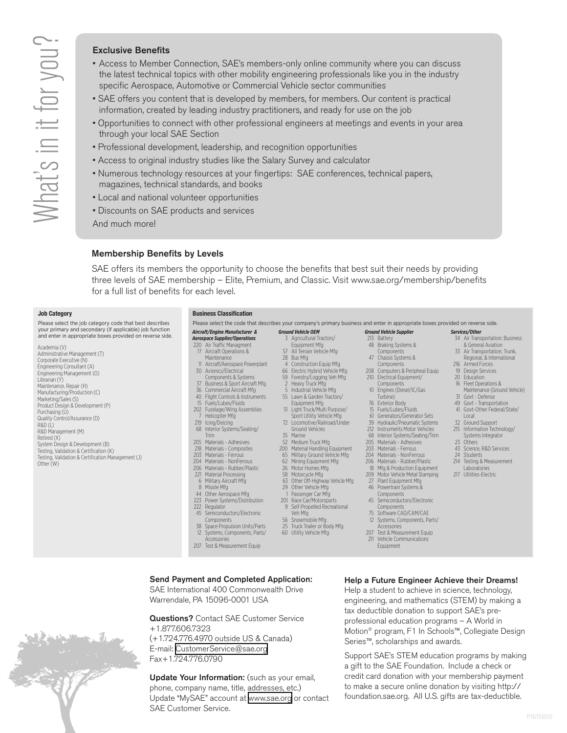What's in it for you?

### Exclusive Benefits

- Access to Member Connection, SAE's members-only online community where you can discuss the latest technical topics with other mobility engineering professionals like you in the industry specific Aerospace, Automotive or Commercial Vehicle sector communities
- SAE offers you content that is developed by members, for members. Our content is practical information, created by leading industry practitioners, and ready for use on the job
- Opportunities to connect with other professional engineers at meetings and events in your area through your local SAE Section
- Professional development, leadership, and recognition opportunities
- Access to original industry studies like the Salary Survey and calculator
- Numerous technology resources at your fingertips: SAE conferences, technical papers, magazines, technical standards, and books
- Local and national volunteer opportunities
- Discounts on SAE products and services

And much more!

### Membership Benefits by Levels

SAE offers its members the opportunity to choose the benefits that best suit their needs by providing three levels of SAE membership – Elite, Premium, and Classic. Visit www.sae.org/membership/benefits for a full list of benefits for each level.

#### Job Category

Please select the job category code that best describes your primary and secondary (if applicable) job function and enter in appropriate boxes provided on reverse side.

Academia (V)
Administrative Management (T)
Corporate Executive (N)
Engineering Consultant (A)
Engineering Management (O)
Librarian (Y)
Maintenance, Repair (H)
Manufacturing/Production (C)
Marketing/Sales (S)
Product Design & Development (P)
Purchasing (U)
Quality Control/Assurance (D)
R&D (L)
R&D Management (M)
Retired (X)
System Design & Development (B)
Testing, Validation & Certification (K)
Testing, Validation & Certification Management (J)
Other (W)

#### Business Classification

Please select the code that describes your company's primary business and enter in appropriate boxes provided on reverse side.

***Aircraft/Engine Manufacturer & Aerospace Supplier/Operations***

220 Air Traffic Managment
17 Aircraft Operations & Maintenance
11 Aircraft/Aerospace Powerplant
30 Avionics/Electrical Components & Systems
37 Business & Sport Aircraft Mfg
36 Commercial Aircraft Mfg
40 Flight Controls & Instruments
15 Fuels/Lubes/Fluids
202 Fuselage/Wing Assemblies
7 Helicopter Mfg
219 Icing/Deicing
68 Interior Systems/Seating/Trim
205 Materials - Adhesives
218 Materials - Composites
203 Materials - Ferrous
204 Materials - NonFerrous
206 Materials - Rubber/Plastic
221 Material Processing
6 Military Aircraft Mfg
8 Missile Mfg
44 Other Aerospace Mfg
223 Power Systems/Distribution
222 Regulator
45 Semiconductors/Electronic Components
38 Space Propulsion Units/Parts
12 Systems, Components, Parts/Accessories
207 Test & Measurement Equip

***Ground Vehicle OEM***

3 Agricultural Tractors/Equipment Mfg
57 All Terrain Vehicle Mfg
28 Bus Mfg
4 Construction Equip Mfg
66 Electric Hybrid Vehicle Mfg
59 Forestry/Logging Veh Mfg
2 Heavy Truck Mfg
5 Industrial Vehicle Mfg
55 Lawn & Garden Tractors/Equipment Mfg
51 Light Truck/Multi Purpose/Sport Utility Vehicle Mfg
72 Locomotive/Railroad/Under Ground Vehicles
35 Marine
52 Medium Truck Mfg
200 Material Handling Equipment
65 Military Ground Vehicle Mfg
62 Mining Equipment Mfg
26 Motor Homes Mfg
58 Motorcycle Mfg
63 Other Off-Highway Vehicle Mfg
29 Other Vehicle Mfg
1 Passenger Car Mfg
201 Race Car/Motorsports
9 Self-Propelled Recreational Veh Mfg
56 Snowmobile Mfg
25 Truck Trailer or Body Mfg
60 Utility Vehicle Mfg

***Ground Vehicle Supplier***

213 Battery
48 Braking Systems & Components
47 Chassis Systems & Components
208 Computers & Peripheal Equip
210 Electrical Equipment/Components
10 Engines (Diesel/IC/Gas Turbine)
76 Exterior Body
15 Fuels/Lubes/Fluids
61 Generators/Generator Sets
39 Hydraulic/Pneumatic Systems
212 Instruments Motor Vehicles
68 Interior Systems/Seating/Trim
205 Materials - Adhesives
203 Materials - Ferrous
204 Materials - NonFerrous
206 Materials - Rubber/Plastic
18 Mfg & Production Equipment
209 Motor Vehicle Metal Stamping
27 Plant Equipment Mfg
46 Powertrain Systems & Components
45 Semiconductors/Electronic Components
75 Software CAD/CAM/CAE
12 Systems, Components, Parts/Accessories
207 Test & Measurement Equip
211 Vehicle Communications Equipment

***Services/Other***

34 Air Transportation; Business & General Aviation
33 Air Transportation; Trunk, Regional, & International
216 Armed Forces
19 Design Services
20 Education
16 Fleet Operations & Maintenance (Ground Vehicle)
31 Govt - Defense
49 Govt - Transportation
41 Govt-Other Federal/State/Local
32 Ground Support
215 Information Technology/Systems Integrator
23 Others
43 Science, R&D Services
24 Students
214 Testing & Measurement Laboratories
217 Utilities-Electric

**Send Payment and Completed Application:**
SAE International 400 Commonwealth Drive
Warrendale, PA 15096-0001 USA

**Questions?** Contact SAE Customer Service
+1.877.606.7323
(+1.724.776.4970 outside US & Canada)
E-mail: CustomerService@sae.org
Fax+1.724.776.0790

**Update Your Information:** (such as your email, phone, company name, title, addresses, etc.) Update "MySAE" account at www.sae.org or contact SAE Customer Service.

**Help a Future Engineer Achieve their Dreams!**

Help a student to achieve in science, technology, engineering, and mathematics (STEM) by making a tax deductible donation to support SAE's pre-professional education programs – A World in Motion® program, F1 In Schools™, Collegiate Design Series™, scholarships and awards.

Support SAE's STEM education programs by making a gift to the SAE Foundation. Include a check or credit card donation with your membership payment to make a secure online donation by visiting http://foundation.sae.org. All U.S. gifts are tax-deductible.

P1615850